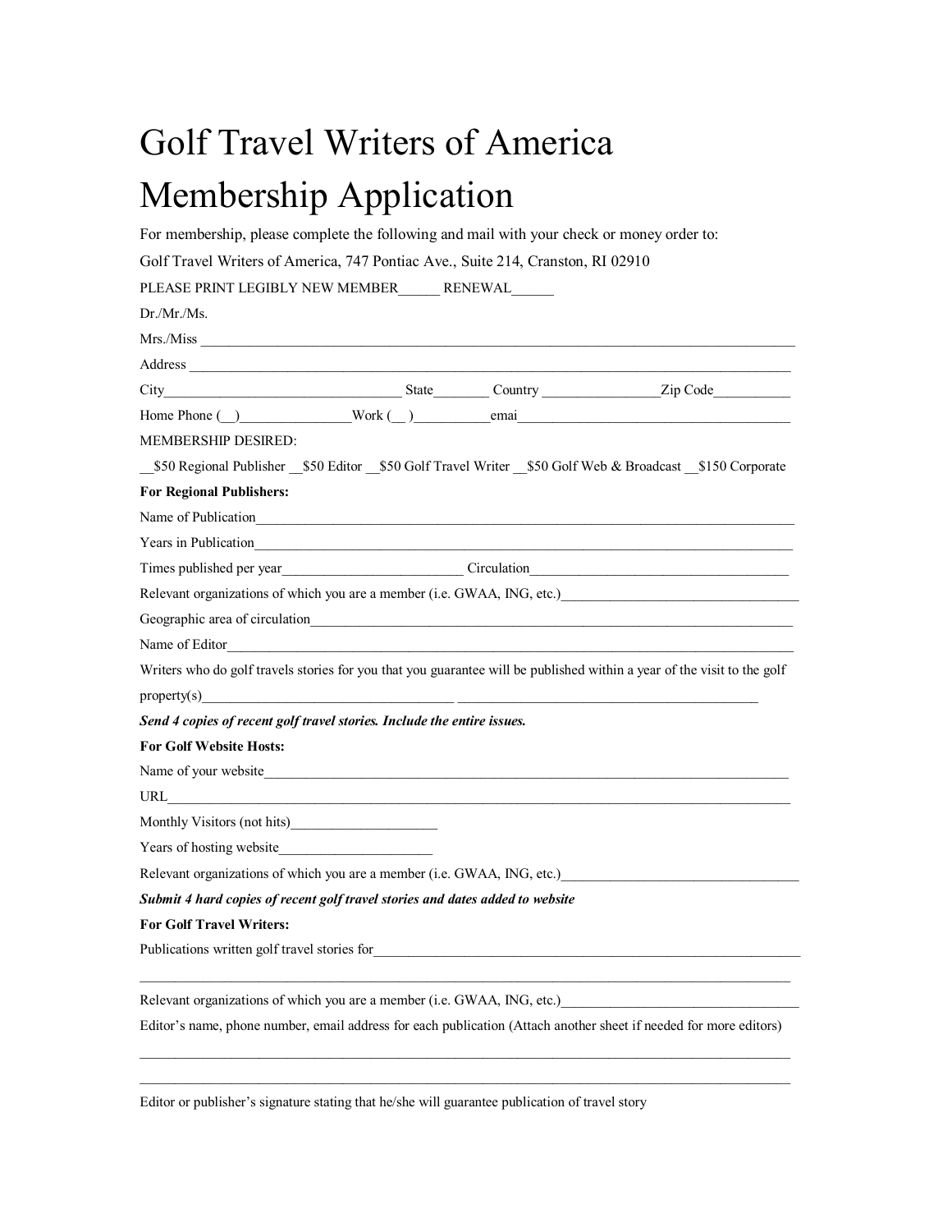# Golf Travel Writers of America

# Membership Application

For membership, please complete the following and mail with your check or money order to:

Golf Travel Writers of America, 747 Pontiac Ave., Suite 214, Cranston, RI 02910

PLEASE PRINT LEGIBLY NEW MEMBER______ RENEWAL______

Dr./Mr./Ms.

Mrs./Miss ______________________________________________________________________________

Address _______________________________________________________________________________

City_________________________________ State________ Country _________________Zip Code___________

Home Phone (__)_______________Work (__ )__________emai_______________________________________

MEMBERSHIP DESIRED:

__$50 Regional Publisher __$50 Editor __$50 Golf Travel Writer __$50 Golf Web & Broadcast __$150 Corporate

**For Regional Publishers:**

Name of Publication_______________________________________________________________________

Years in Publication_______________________________________________________________________

Times published per year_________________________ Circulation_____________________________________

Relevant organizations of which you are a member (i.e. GWAA, ING, etc.)__________________________________

Geographic area of circulation________________________________________________________________

Name of Editor___________________________________________________________________________

Writers who do golf travels stories for you that you guarantee will be published within a year of the visit to the golf property(s)____________________________________ ____________________________________________

***Send 4 copies of recent golf travel stories. Include the entire issues.***

**For Golf Website Hosts:**

Name of your website_______________________________________________________________________

URL___________________________________________________________________________________

Monthly Visitors (not hits)_____________________

Years of hosting website______________________

Relevant organizations of which you are a member (i.e. GWAA, ING, etc.)__________________________________

***Submit 4 hard copies of recent golf travel stories and dates added to website***

**For Golf Travel Writers:**

Publications written golf travel stories for____________________________________________________________

_______________________________________________________________________________________

Relevant organizations of which you are a member (i.e. GWAA, ING, etc.)__________________________________

Editor's name, phone number, email address for each publication (Attach another sheet if needed for more editors)

_______________________________________________________________________________________

_______________________________________________________________________________________

Editor or publisher's signature stating that he/she will guarantee publication of travel story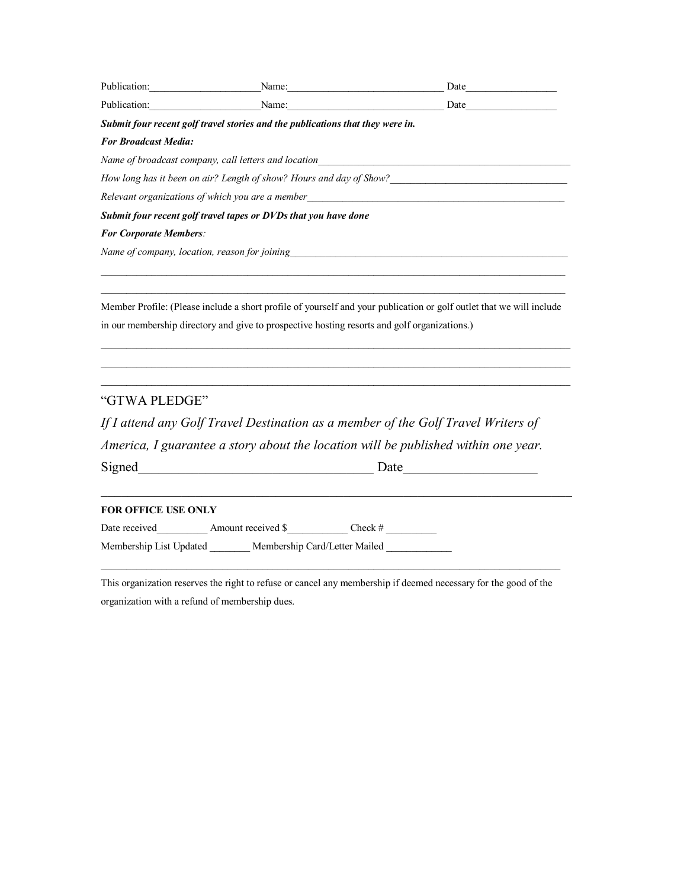Publication:______________________Name:______________________________ Date__________________

Publication:______________________Name:______________________________ Date__________________

***Submit four recent golf travel stories and the publications that they were in.***

***For Broadcast Media:***

*Name of broadcast company, call letters and location*__________________________________________________

*How long has it been on air? Length of show? Hours and day of Show?*____________________________________

*Relevant organizations of which you are a member*____________________________________________________

***Submit four recent golf travel tapes or DVDs that you have done***

***For Corporate Members**:*

*Name of company, location, reason for joining*________________________________________________________

______________________________________________________________________________________

______________________________________________________________________________________

Member Profile: (Please include a short profile of yourself and your publication or golf outlet that we will include in our membership directory and give to prospective hosting resorts and golf organizations.)

______________________________________________________________________________________

______________________________________________________________________________________

______________________________________________________________________________________

## "GTWA PLEDGE"

*If I attend any Golf Travel Destination as a member of the Golf Travel Writers of America, I guarantee a story about the location will be published within one year.*

Signed____________________________________ Date____________________

---

**FOR OFFICE USE ONLY**

Date received__________ Amount received $____________ Check # __________

Membership List Updated ________ Membership Card/Letter Mailed _____________

---

This organization reserves the right to refuse or cancel any membership if deemed necessary for the good of the organization with a refund of membership dues.